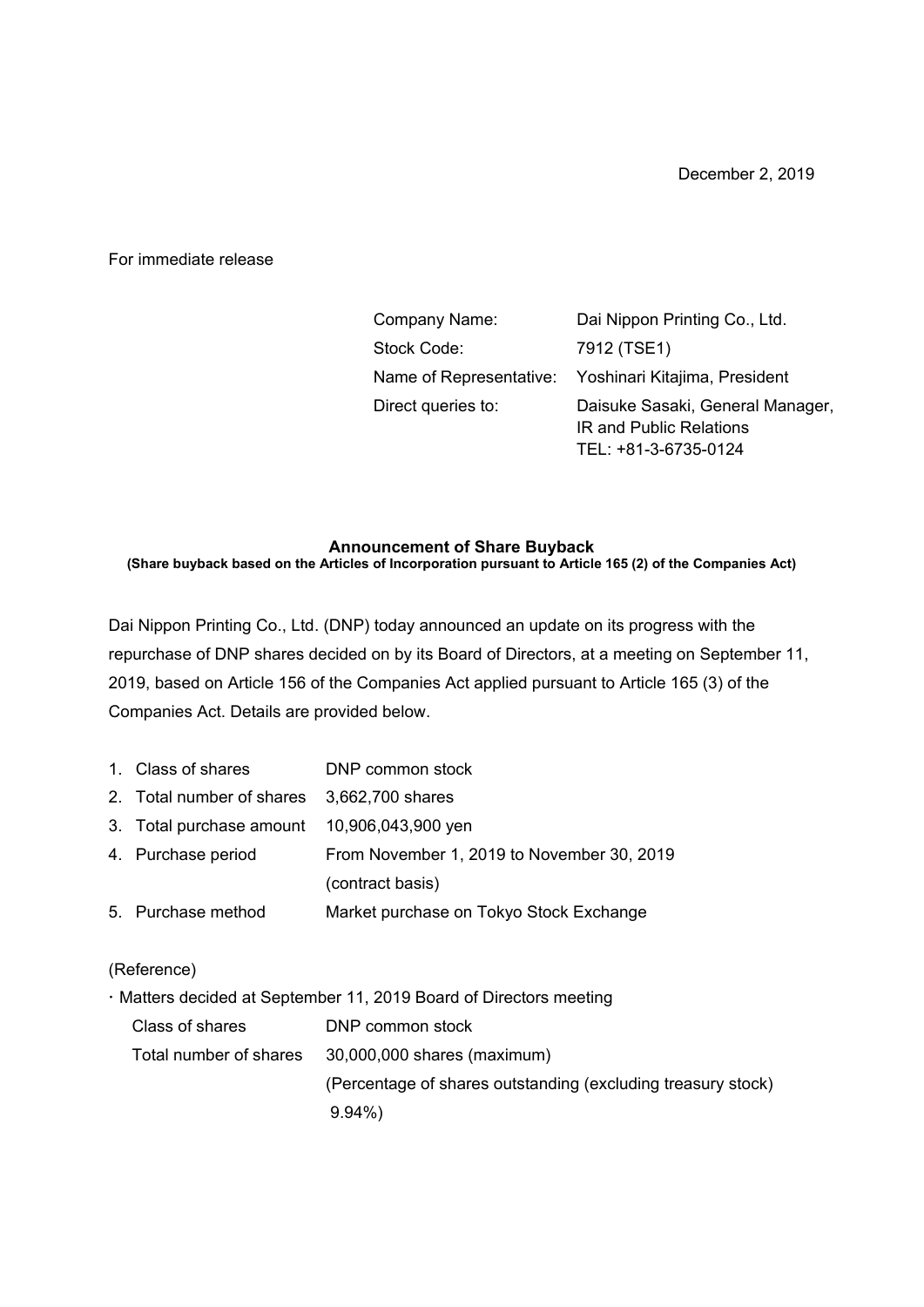December 2, 2019

For immediate release

| | |
|---|---|
| Company Name: | Dai Nippon Printing Co., Ltd. |
| Stock Code: | 7912 (TSE1) |
| Name of Representative: | Yoshinari Kitajima, President |
| Direct queries to: | Daisuke Sasaki, General Manager, IR and Public Relations TEL: +81-3-6735-0124 |

## Announcement of Share Buyback

**(Share buyback based on the Articles of Incorporation pursuant to Article 165 (2) of the Companies Act)**

Dai Nippon Printing Co., Ltd. (DNP) today announced an update on its progress with the repurchase of DNP shares decided on by its Board of Directors, at a meeting on September 11, 2019, based on Article 156 of the Companies Act applied pursuant to Article 165 (3) of the Companies Act. Details are provided below.

1. Class of shares — DNP common stock
2. Total number of shares — 3,662,700 shares
3. Total purchase amount — 10,906,043,900 yen
4. Purchase period — From November 1, 2019 to November 30, 2019 (contract basis)
5. Purchase method — Market purchase on Tokyo Stock Exchange

(Reference)

・Matters decided at September 11, 2019 Board of Directors meeting

| | |
|---|---|
| Class of shares | DNP common stock |
| Total number of shares | 30,000,000 shares (maximum) (Percentage of shares outstanding (excluding treasury stock) 9.94%) |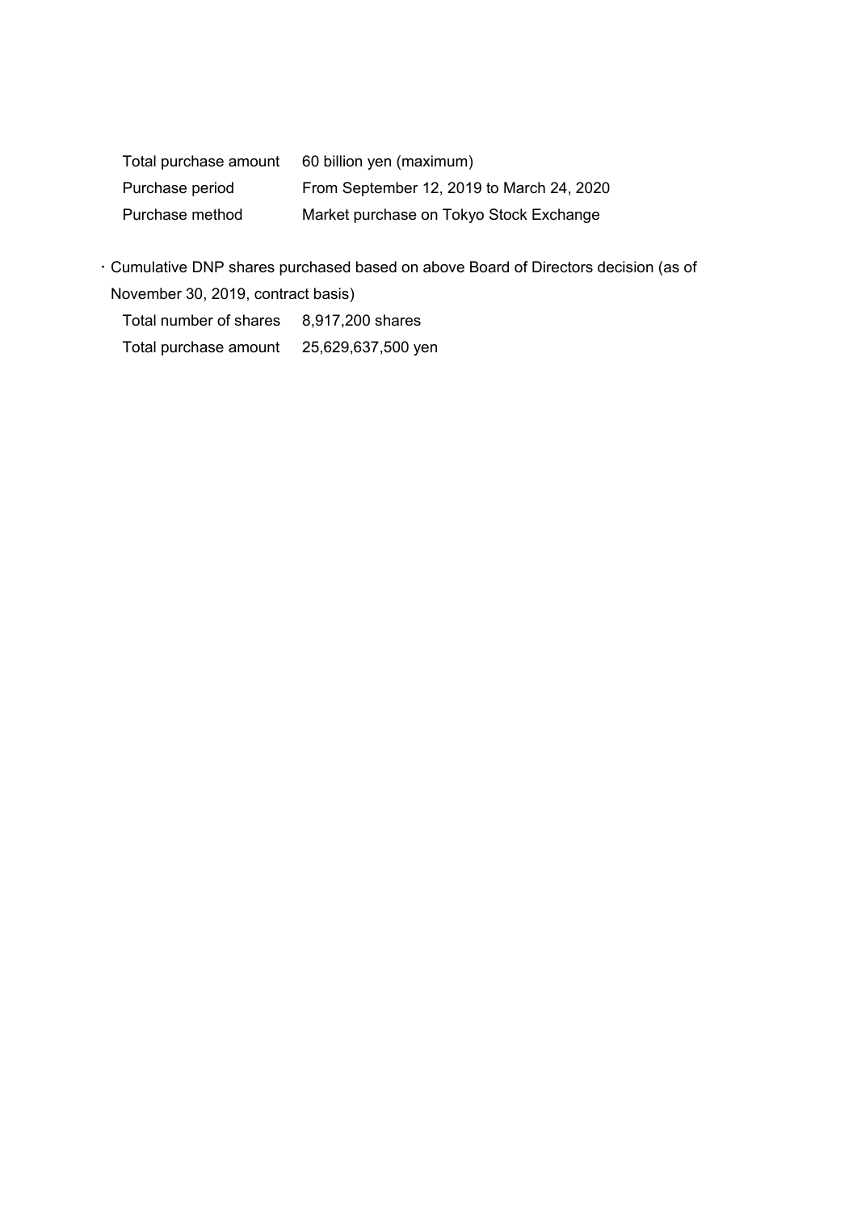| | |
|---|---|
| Total purchase amount | 60 billion yen (maximum) |
| Purchase period | From September 12, 2019 to March 24, 2020 |
| Purchase method | Market purchase on Tokyo Stock Exchange |

・Cumulative DNP shares purchased based on above Board of Directors decision (as of November 30, 2019, contract basis)

| | |
|---|---|
| Total number of shares | 8,917,200 shares |
| Total purchase amount | 25,629,637,500 yen |